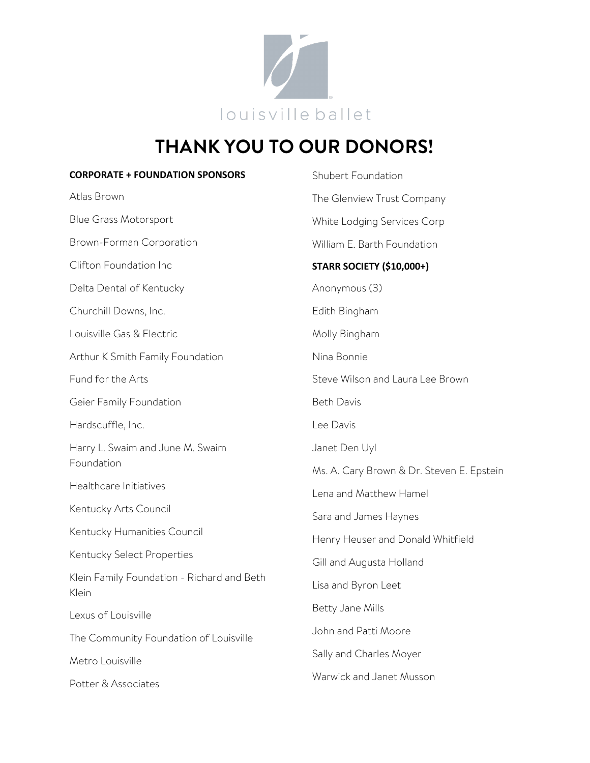louisville ballet

# THANK YOU TO OUR DONORS!

**CORPORATE + FOUNDATION SPONSORS**

Atlas Brown

Blue Grass Motorsport

Brown-Forman Corporation

Clifton Foundation Inc

Delta Dental of Kentucky

Churchill Downs, Inc.

Louisville Gas & Electric

Arthur K Smith Family Foundation

Fund for the Arts

Geier Family Foundation

Hardscuffle, Inc.

Harry L. Swaim and June M. Swaim Foundation

Healthcare Initiatives

Kentucky Arts Council

Kentucky Humanities Council

Kentucky Select Properties

Klein Family Foundation - Richard and Beth Klein

Lexus of Louisville

The Community Foundation of Louisville

Metro Louisville

Potter & Associates

Shubert Foundation

The Glenview Trust Company

White Lodging Services Corp

William E. Barth Foundation

**STARR SOCIETY ($10,000+)**

Anonymous (3)

Edith Bingham

Molly Bingham

Nina Bonnie

Steve Wilson and Laura Lee Brown

Beth Davis

Lee Davis

Janet Den Uyl

Ms. A. Cary Brown & Dr. Steven E. Epstein

Lena and Matthew Hamel

Sara and James Haynes

Henry Heuser and Donald Whitfield

Gill and Augusta Holland

Lisa and Byron Leet

Betty Jane Mills

John and Patti Moore

Sally and Charles Moyer

Warwick and Janet Musson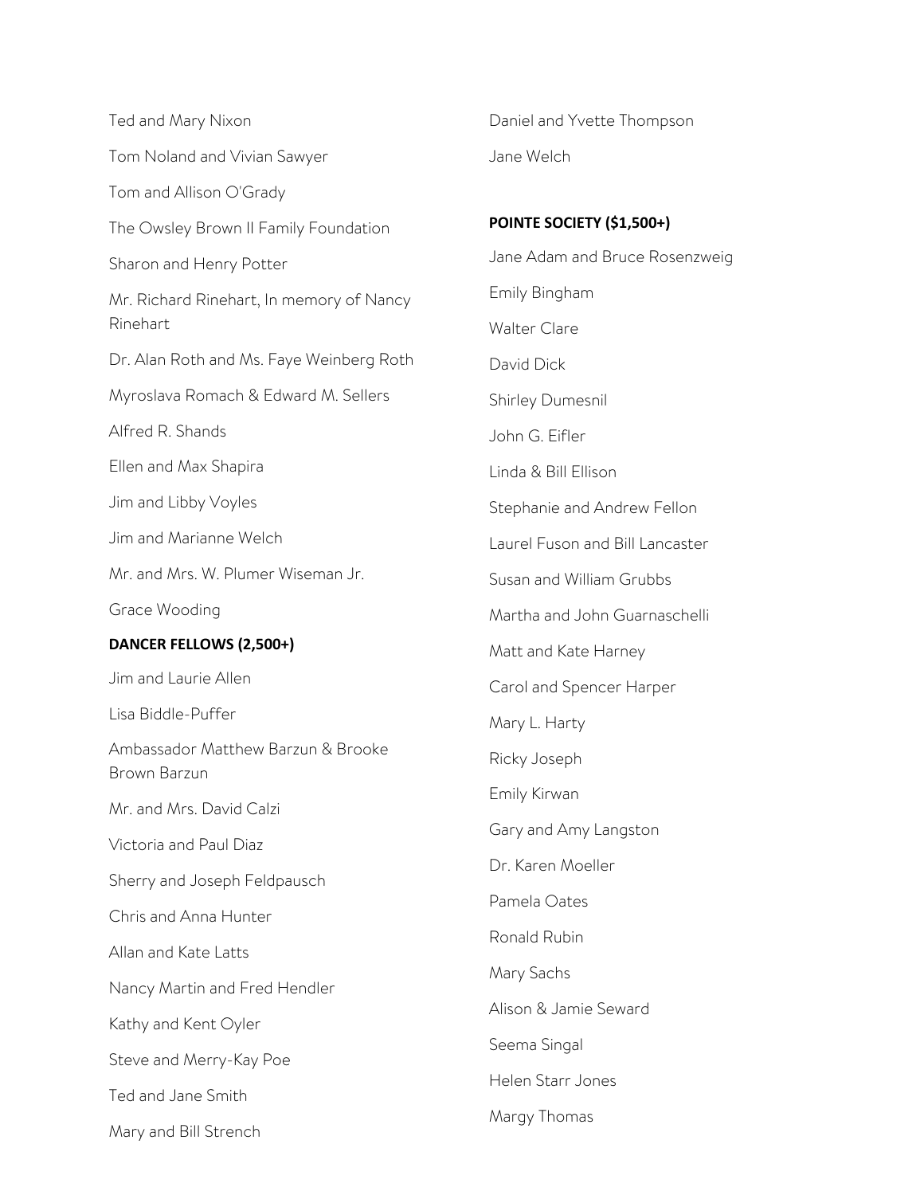Ted and Mary Nixon

Tom Noland and Vivian Sawyer

Tom and Allison O'Grady

The Owsley Brown II Family Foundation

Sharon and Henry Potter

Mr. Richard Rinehart, In memory of Nancy Rinehart

Dr. Alan Roth and Ms. Faye Weinberg Roth

Myroslava Romach & Edward M. Sellers

Alfred R. Shands

Ellen and Max Shapira

Jim and Libby Voyles

Jim and Marianne Welch

Mr. and Mrs. W. Plumer Wiseman Jr.

Grace Wooding

**DANCER FELLOWS (2,500+)**

Jim and Laurie Allen

Lisa Biddle-Puffer

Ambassador Matthew Barzun & Brooke Brown Barzun

Mr. and Mrs. David Calzi

Victoria and Paul Diaz

Sherry and Joseph Feldpausch

Chris and Anna Hunter

Allan and Kate Latts

Nancy Martin and Fred Hendler

Kathy and Kent Oyler

Steve and Merry-Kay Poe

Ted and Jane Smith

Mary and Bill Strench

Daniel and Yvette Thompson

Jane Welch

**POINTE SOCIETY ($1,500+)**

Jane Adam and Bruce Rosenzweig

Emily Bingham

Walter Clare

David Dick

Shirley Dumesnil

John G. Eifler

Linda & Bill Ellison

Stephanie and Andrew Fellon

Laurel Fuson and Bill Lancaster

Susan and William Grubbs

Martha and John Guarnaschelli

Matt and Kate Harney

Carol and Spencer Harper

Mary L. Harty

Ricky Joseph

Emily Kirwan

Gary and Amy Langston

Dr. Karen Moeller

Pamela Oates

Ronald Rubin

Mary Sachs

Alison & Jamie Seward

Seema Singal

Helen Starr Jones

Margy Thomas